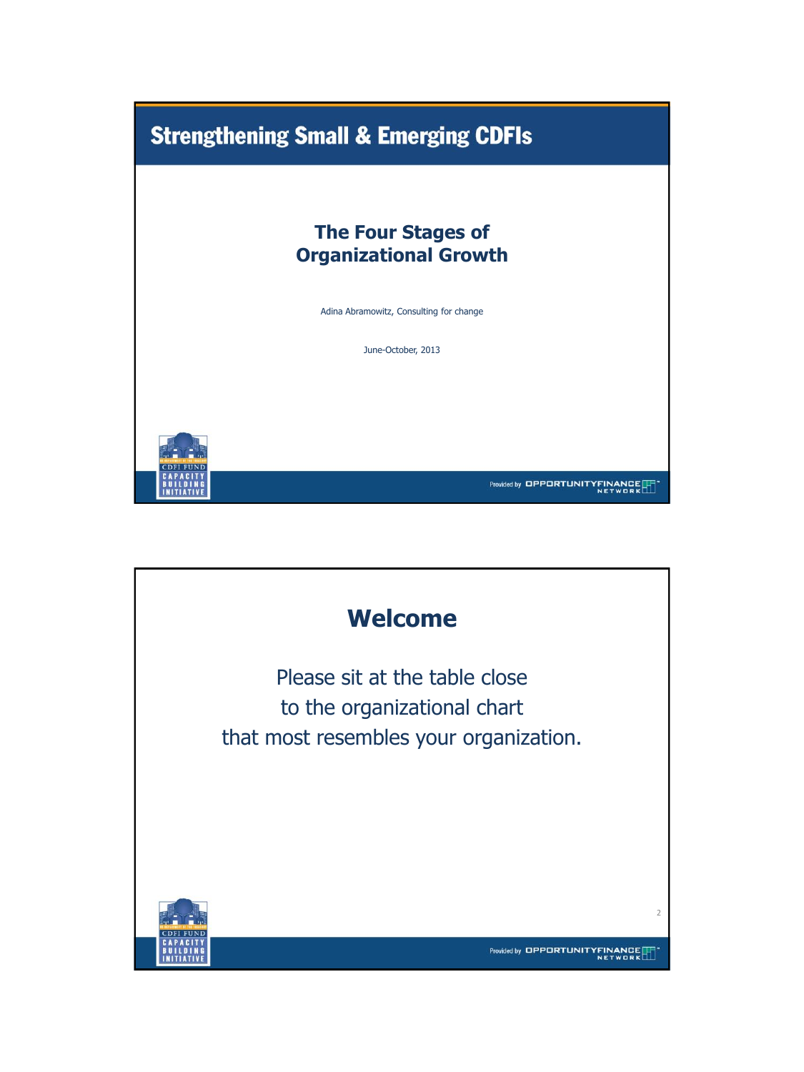# Strengthening Small & Emerging CDFIs

## The Four Stages of Organizational Growth

Adina Abramowitz, Consulting for change

June-October, 2013

CDFI FUND CAPACITY BUILDING INITIATIVE

Provided by OPPORTUNITY FINANCE NETWORK

## Welcome

Please sit at the table close to the organizational chart that most resembles your organization.

CDFI FUND CAPACITY BUILDING INITIATIVE

Provided by OPPORTUNITY FINANCE NETWORK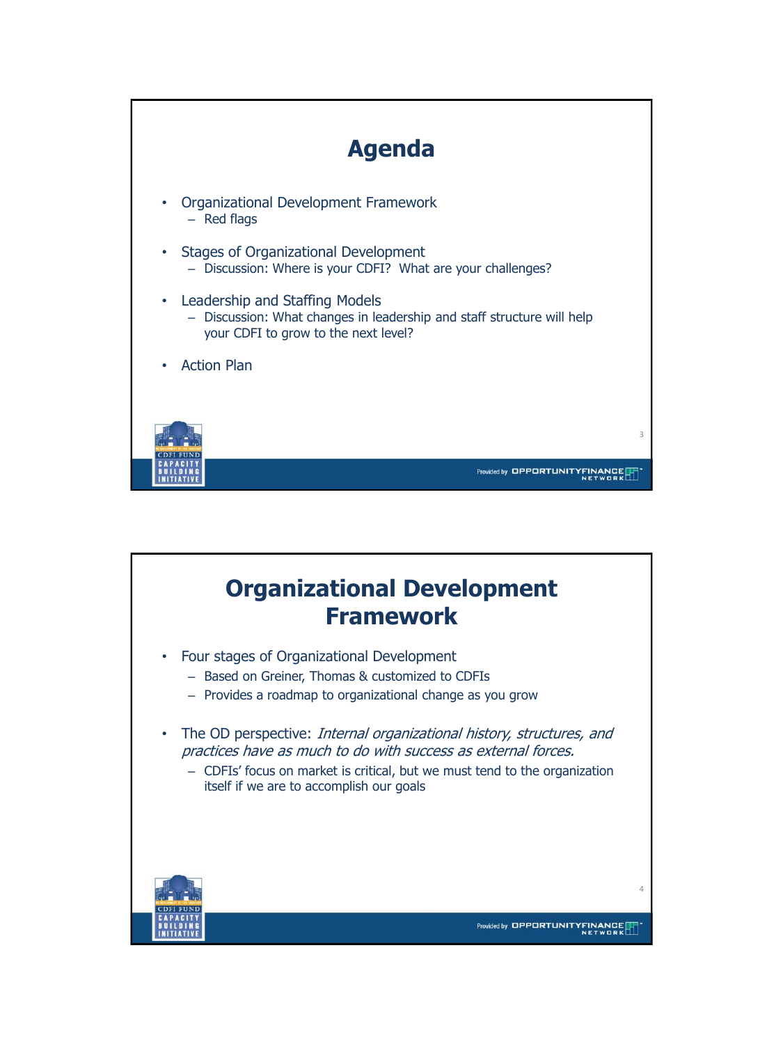# Agenda

- Organizational Development Framework
  - Red flags
- Stages of Organizational Development
  - Discussion: Where is your CDFI? What are your challenges?
- Leadership and Staffing Models
  - Discussion: What changes in leadership and staff structure will help your CDFI to grow to the next level?
- Action Plan

# Organizational Development Framework

- Four stages of Organizational Development
  - Based on Greiner, Thomas & customized to CDFIs
  - Provides a roadmap to organizational change as you grow
- The OD perspective: *Internal organizational history, structures, and practices have as much to do with success as external forces.*
  - CDFIs' focus on market is critical, but we must tend to the organization itself if we are to accomplish our goals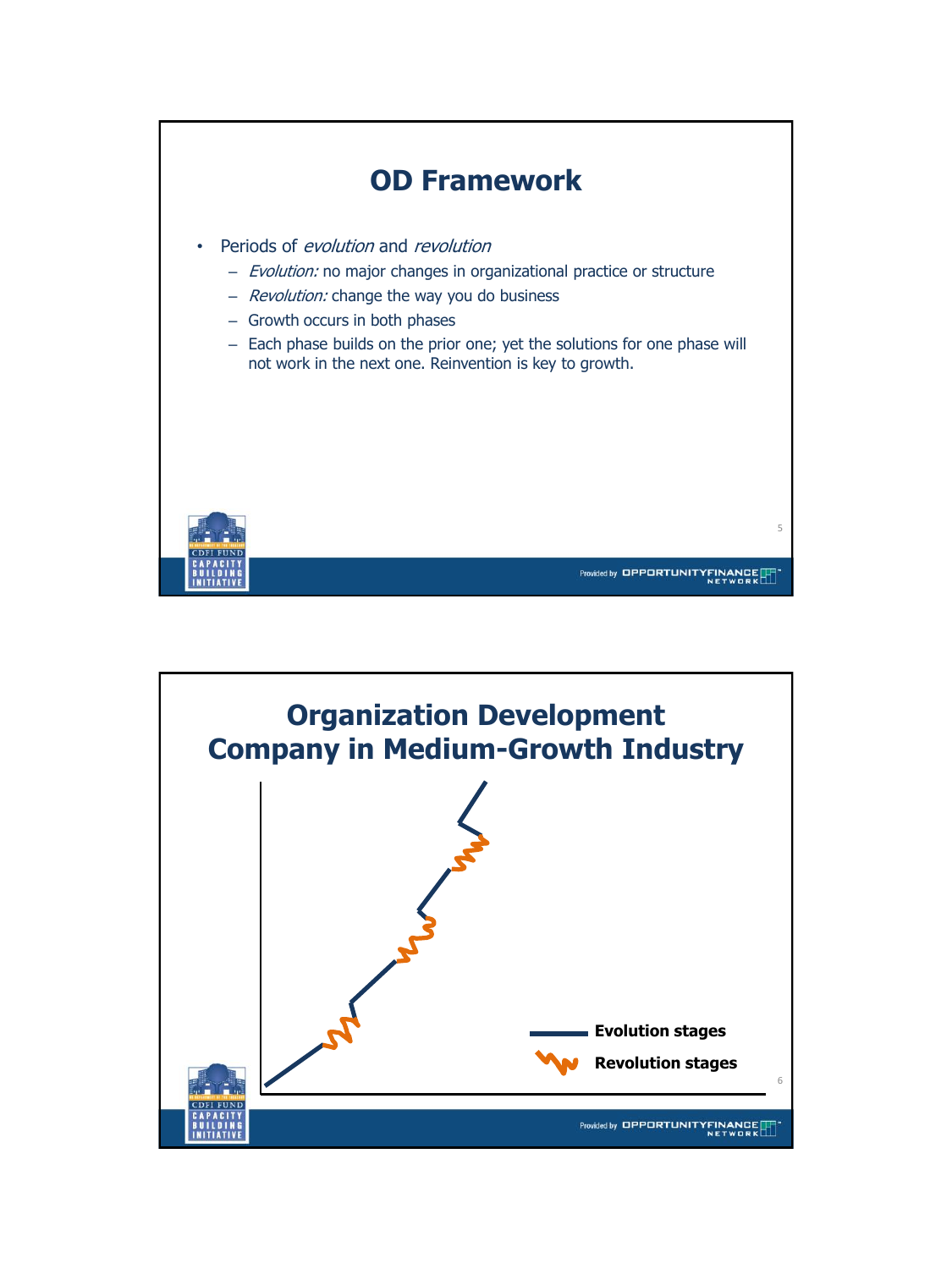# OD Framework

- Periods of *evolution* and *revolution*
  - *Evolution:* no major changes in organizational practice or structure
  - *Revolution:* change the way you do business
  - Growth occurs in both phases
  - Each phase builds on the prior one; yet the solutions for one phase will not work in the next one. Reinvention is key to growth.

# Organization Development Company in Medium-Growth Industry

**Evolution stages**

**Revolution stages**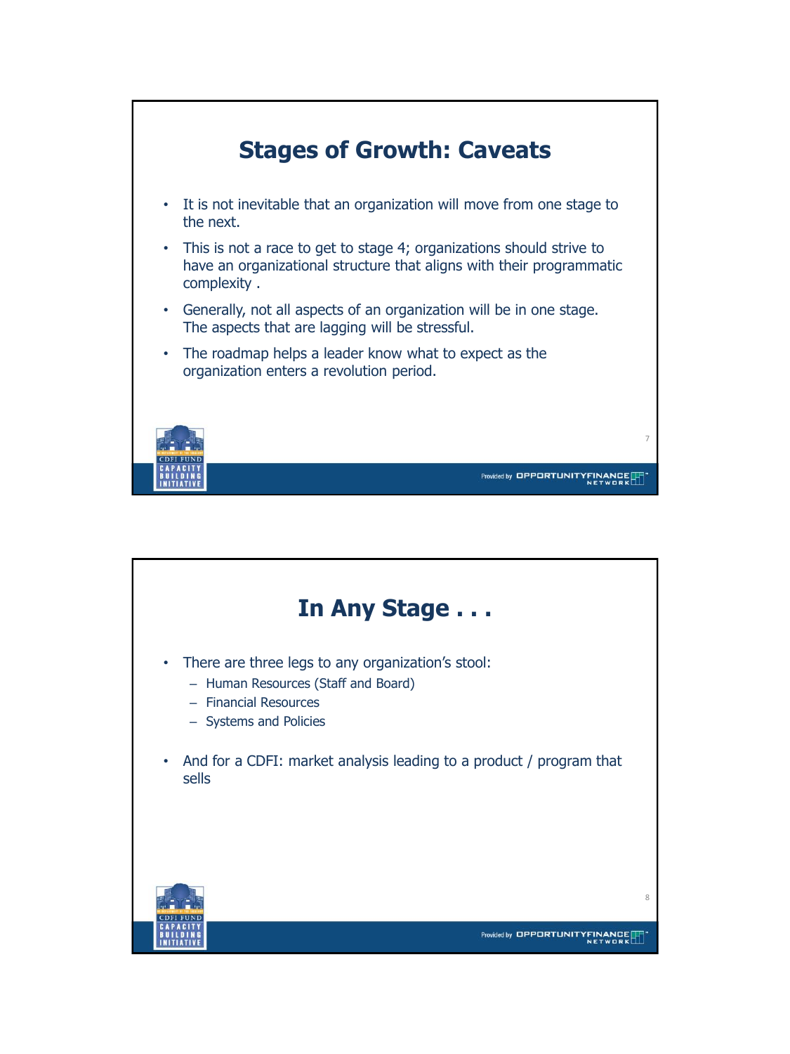## Stages of Growth: Caveats

- It is not inevitable that an organization will move from one stage to the next.
- This is not a race to get to stage 4; organizations should strive to have an organizational structure that aligns with their programmatic complexity .
- Generally, not all aspects of an organization will be in one stage. The aspects that are lagging will be stressful.
- The roadmap helps a leader know what to expect as the organization enters a revolution period.

## In Any Stage . . .

- There are three legs to any organization's stool:
  - Human Resources (Staff and Board)
  - Financial Resources
  - Systems and Policies
- And for a CDFI: market analysis leading to a product / program that sells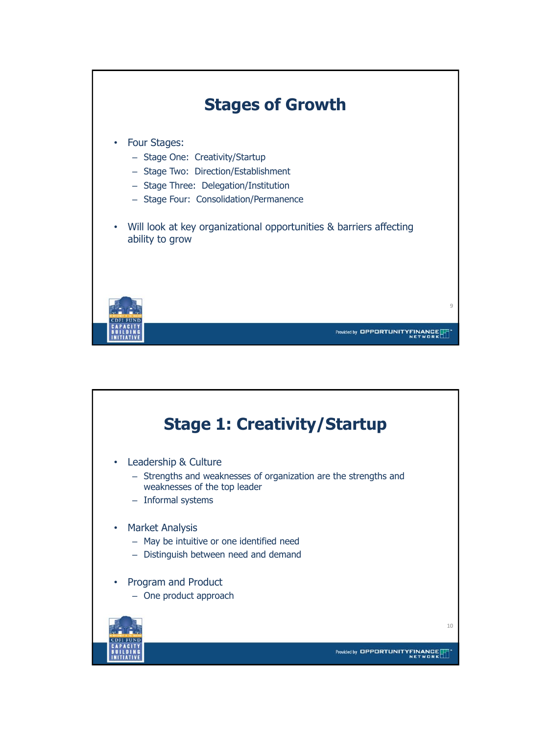## Stages of Growth

- Four Stages:
  - Stage One: Creativity/Startup
  - Stage Two: Direction/Establishment
  - Stage Three: Delegation/Institution
  - Stage Four: Consolidation/Permanence
- Will look at key organizational opportunities & barriers affecting ability to grow

## Stage 1: Creativity/Startup

- Leadership & Culture
  - Strengths and weaknesses of organization are the strengths and weaknesses of the top leader
  - Informal systems
- Market Analysis
  - May be intuitive or one identified need
  - Distinguish between need and demand
- Program and Product
  - One product approach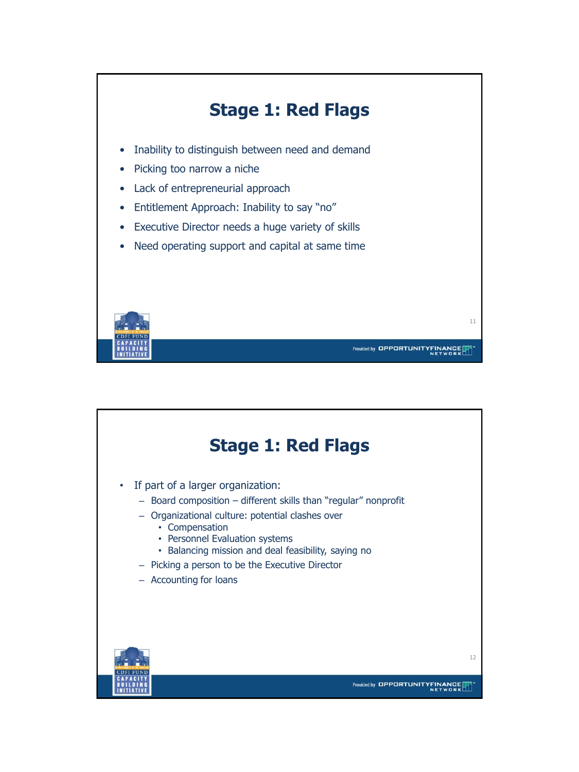## Stage 1: Red Flags

- Inability to distinguish between need and demand
- Picking too narrow a niche
- Lack of entrepreneurial approach
- Entitlement Approach: Inability to say "no"
- Executive Director needs a huge variety of skills
- Need operating support and capital at same time

## Stage 1: Red Flags

- If part of a larger organization:
  - Board composition – different skills than "regular" nonprofit
  - Organizational culture: potential clashes over
    - Compensation
    - Personnel Evaluation systems
    - Balancing mission and deal feasibility, saying no
  - Picking a person to be the Executive Director
  - Accounting for loans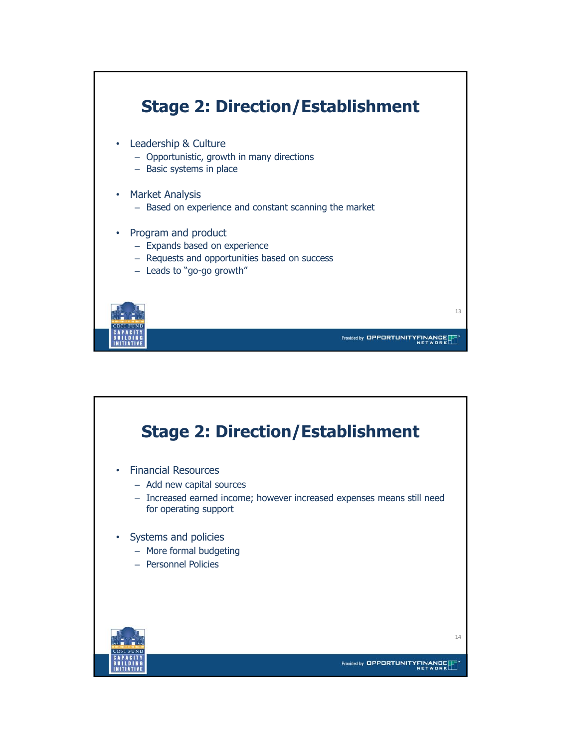## Stage 2: Direction/Establishment

- Leadership & Culture
  - Opportunistic, growth in many directions
  - Basic systems in place
- Market Analysis
  - Based on experience and constant scanning the market
- Program and product
  - Expands based on experience
  - Requests and opportunities based on success
  - Leads to "go-go growth"

## Stage 2: Direction/Establishment

- Financial Resources
  - Add new capital sources
  - Increased earned income; however increased expenses means still need for operating support
- Systems and policies
  - More formal budgeting
  - Personnel Policies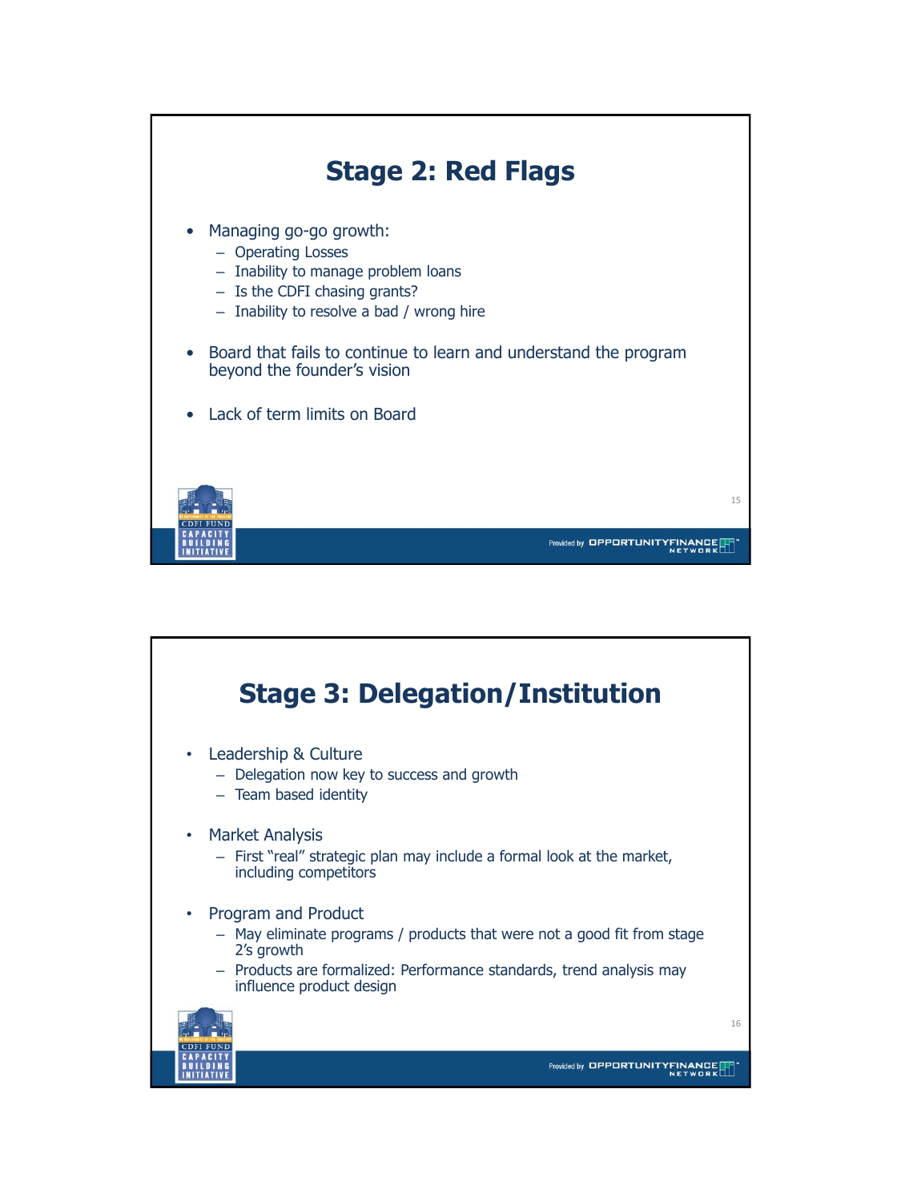## Stage 2: Red Flags

- Managing go-go growth:
  - Operating Losses
  - Inability to manage problem loans
  - Is the CDFI chasing grants?
  - Inability to resolve a bad / wrong hire
- Board that fails to continue to learn and understand the program beyond the founder's vision
- Lack of term limits on Board

## Stage 3: Delegation/Institution

- Leadership & Culture
  - Delegation now key to success and growth
  - Team based identity
- Market Analysis
  - First "real" strategic plan may include a formal look at the market, including competitors
- Program and Product
  - May eliminate programs / products that were not a good fit from stage 2's growth
  - Products are formalized: Performance standards, trend analysis may influence product design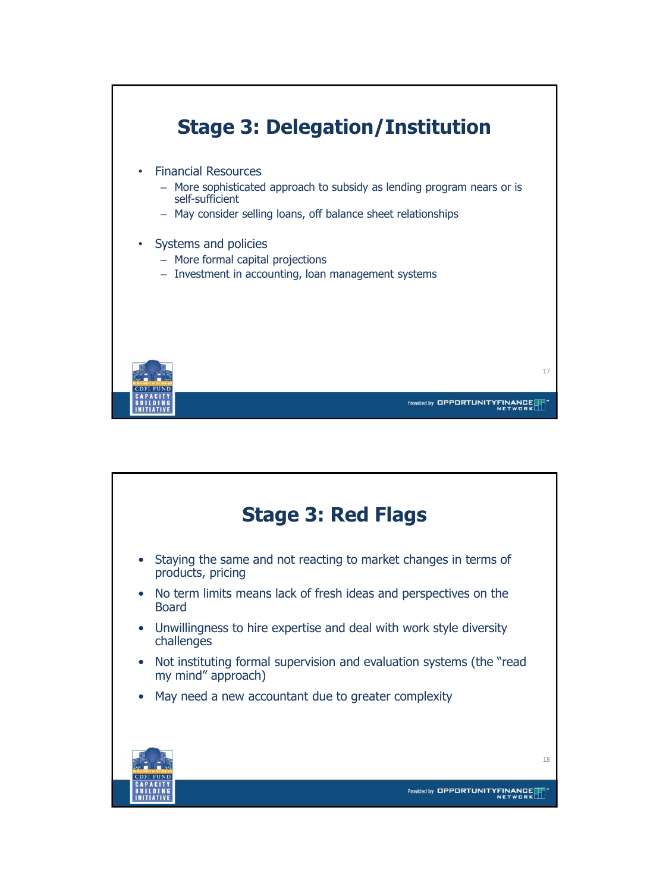## Stage 3: Delegation/Institution

- Financial Resources
  - More sophisticated approach to subsidy as lending program nears or is self-sufficient
  - May consider selling loans, off balance sheet relationships
- Systems and policies
  - More formal capital projections
  - Investment in accounting, loan management systems

## Stage 3: Red Flags

- Staying the same and not reacting to market changes in terms of products, pricing
- No term limits means lack of fresh ideas and perspectives on the Board
- Unwillingness to hire expertise and deal with work style diversity challenges
- Not instituting formal supervision and evaluation systems (the "read my mind" approach)
- May need a new accountant due to greater complexity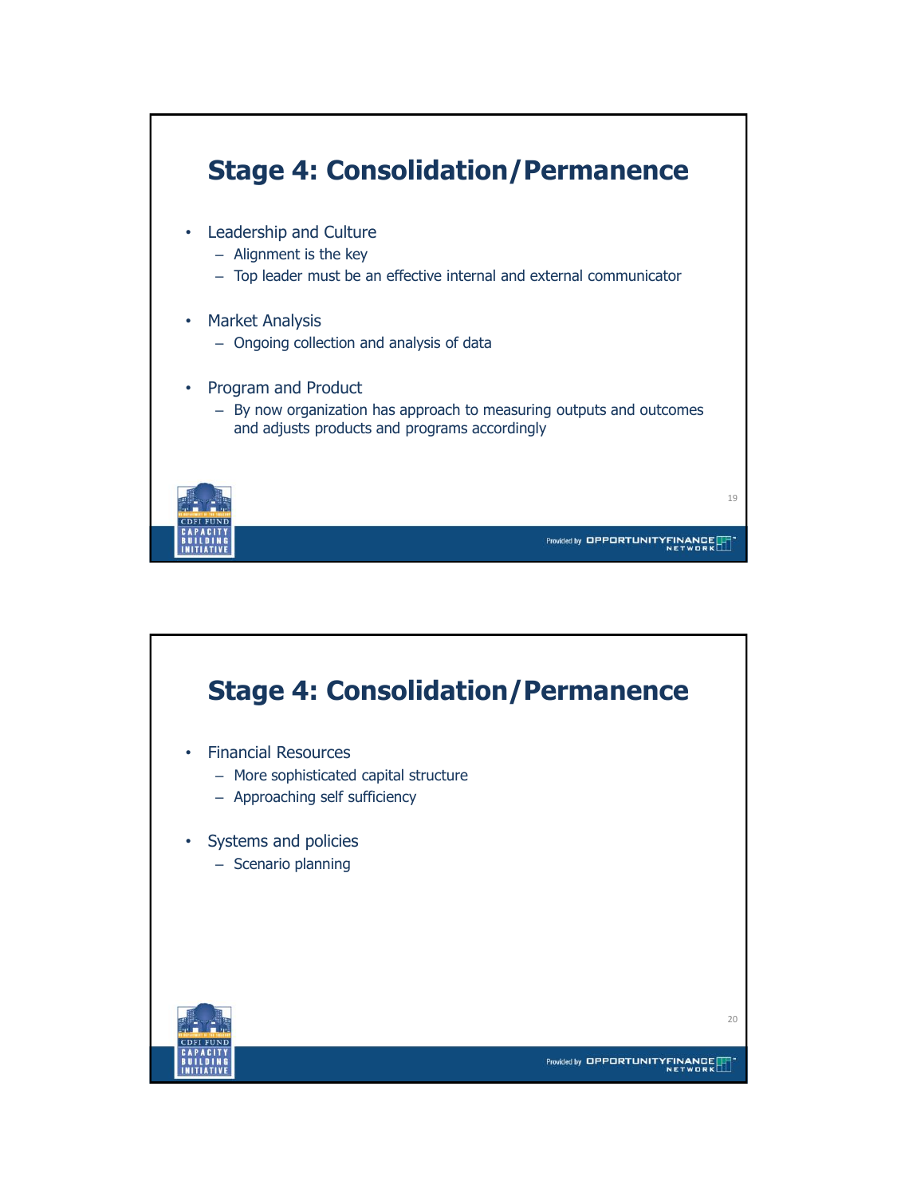## Stage 4: Consolidation/Permanence

- Leadership and Culture
  - Alignment is the key
  - Top leader must be an effective internal and external communicator
- Market Analysis
  - Ongoing collection and analysis of data
- Program and Product
  - By now organization has approach to measuring outputs and outcomes and adjusts products and programs accordingly

## Stage 4: Consolidation/Permanence

- Financial Resources
  - More sophisticated capital structure
  - Approaching self sufficiency
- Systems and policies
  - Scenario planning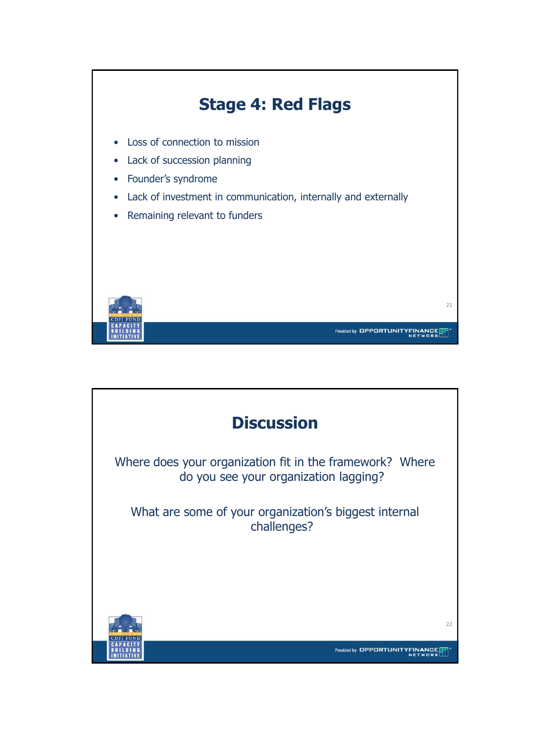## Stage 4: Red Flags

- Loss of connection to mission
- Lack of succession planning
- Founder's syndrome
- Lack of investment in communication, internally and externally
- Remaining relevant to funders

## Discussion

Where does your organization fit in the framework? Where do you see your organization lagging?

What are some of your organization's biggest internal challenges?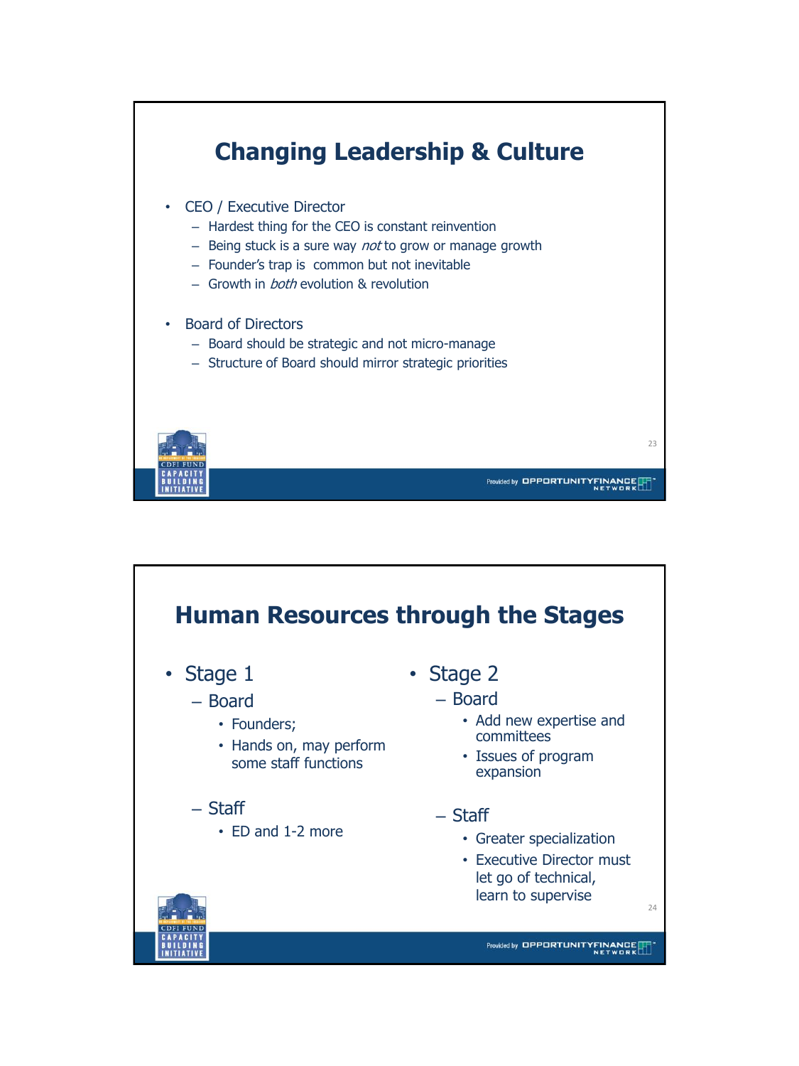## Changing Leadership & Culture

- CEO / Executive Director
  - Hardest thing for the CEO is constant reinvention
  - Being stuck is a sure way *not* to grow or manage growth
  - Founder's trap is common but not inevitable
  - Growth in *both* evolution & revolution
- Board of Directors
  - Board should be strategic and not micro-manage
  - Structure of Board should mirror strategic priorities

## Human Resources through the Stages

- Stage 1
  - Board
    - Founders;
    - Hands on, may perform some staff functions
  - Staff
    - ED and 1-2 more
- Stage 2
  - Board
    - Add new expertise and committees
    - Issues of program expansion
  - Staff
    - Greater specialization
    - Executive Director must let go of technical, learn to supervise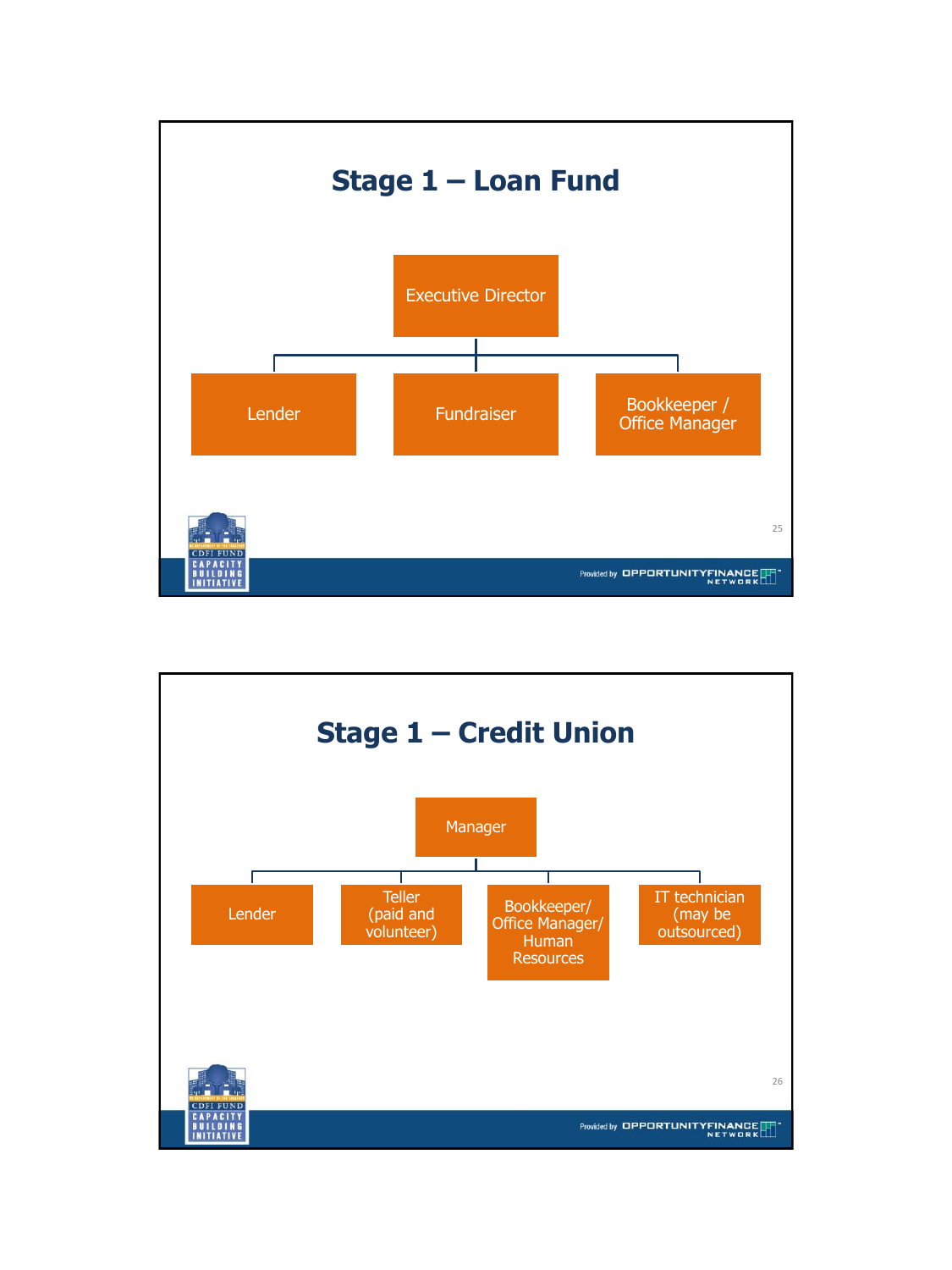## Stage 1 – Loan Fund

- Executive Director
  - Lender
  - Fundraiser
  - Bookkeeper / Office Manager

## Stage 1 – Credit Union

- Manager
  - Lender
  - Teller (paid and volunteer)
  - Bookkeeper/ Office Manager/ Human Resources
  - IT technician (may be outsourced)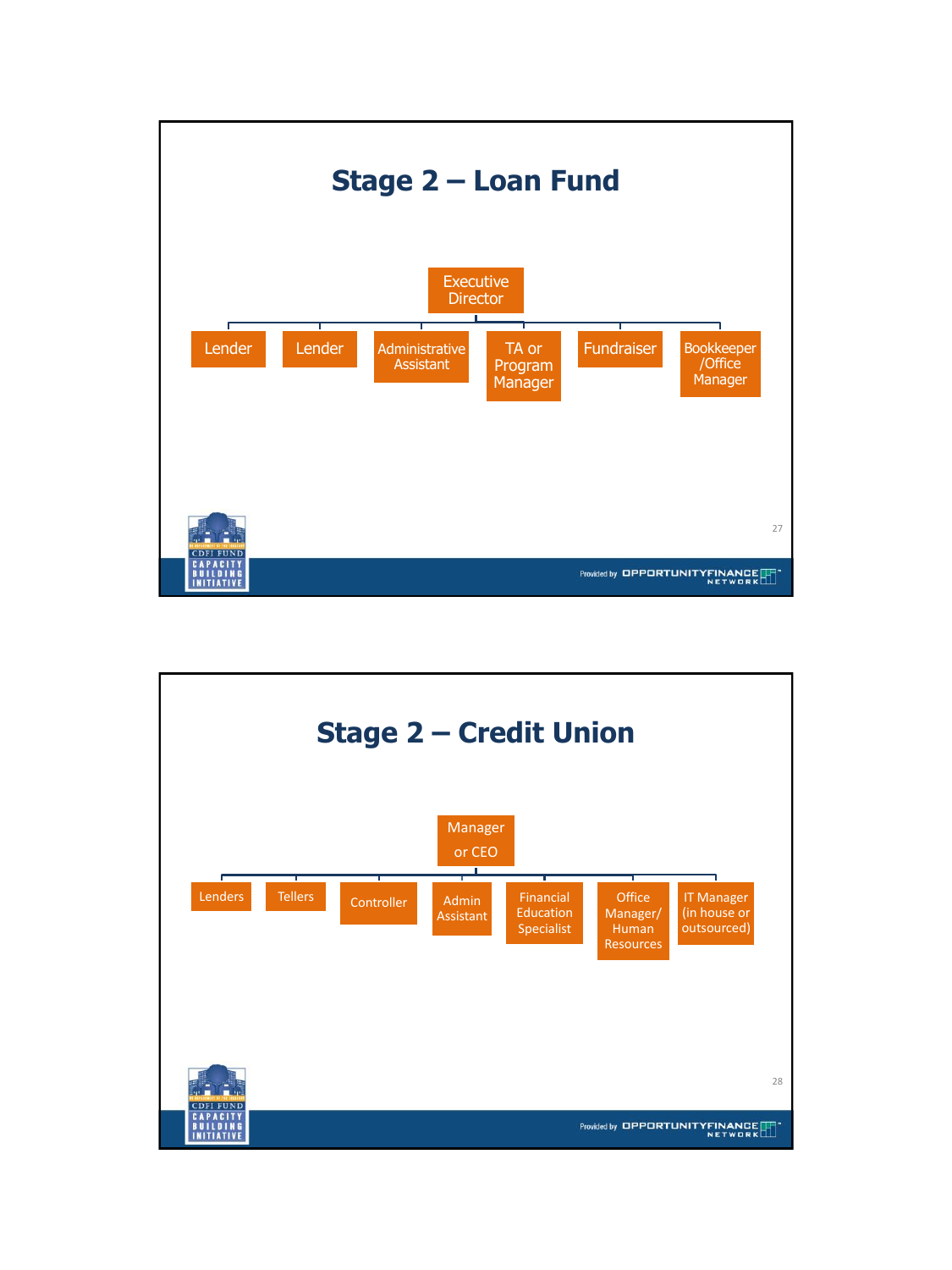# Stage 2 – Loan Fund

- Executive Director
  - Lender
  - Lender
  - Administrative Assistant
  - TA or Program Manager
  - Fundraiser
  - Bookkeeper /Office Manager

# Stage 2 – Credit Union

- Manager or CEO
  - Lenders
  - Tellers
  - Controller
  - Admin Assistant
  - Financial Education Specialist
  - Office Manager/ Human Resources
  - IT Manager (in house or outsourced)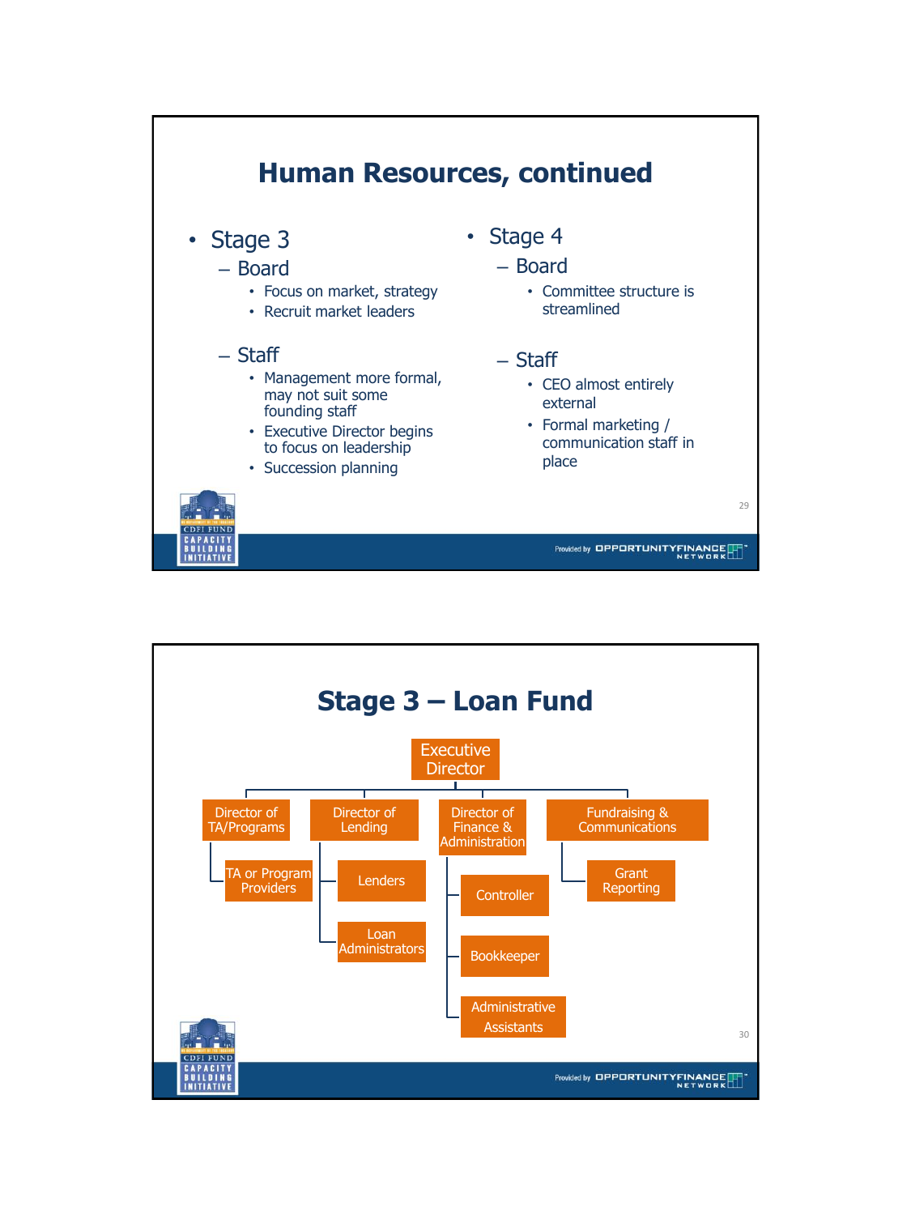# Human Resources, continued

- Stage 3
  - Board
    - Focus on market, strategy
    - Recruit market leaders
  - Staff
    - Management more formal, may not suit some founding staff
    - Executive Director begins to focus on leadership
    - Succession planning

- Stage 4
  - Board
    - Committee structure is streamlined
  - Staff
    - CEO almost entirely external
    - Formal marketing / communication staff in place

# Stage 3 – Loan Fund

- Executive Director
  - Director of TA/Programs
    - TA or Program Providers
  - Director of Lending
    - Lenders
    - Loan Administrators
  - Director of Finance & Administration
    - Controller
    - Bookkeeper
    - Administrative Assistants
  - Fundraising & Communications
    - Grant Reporting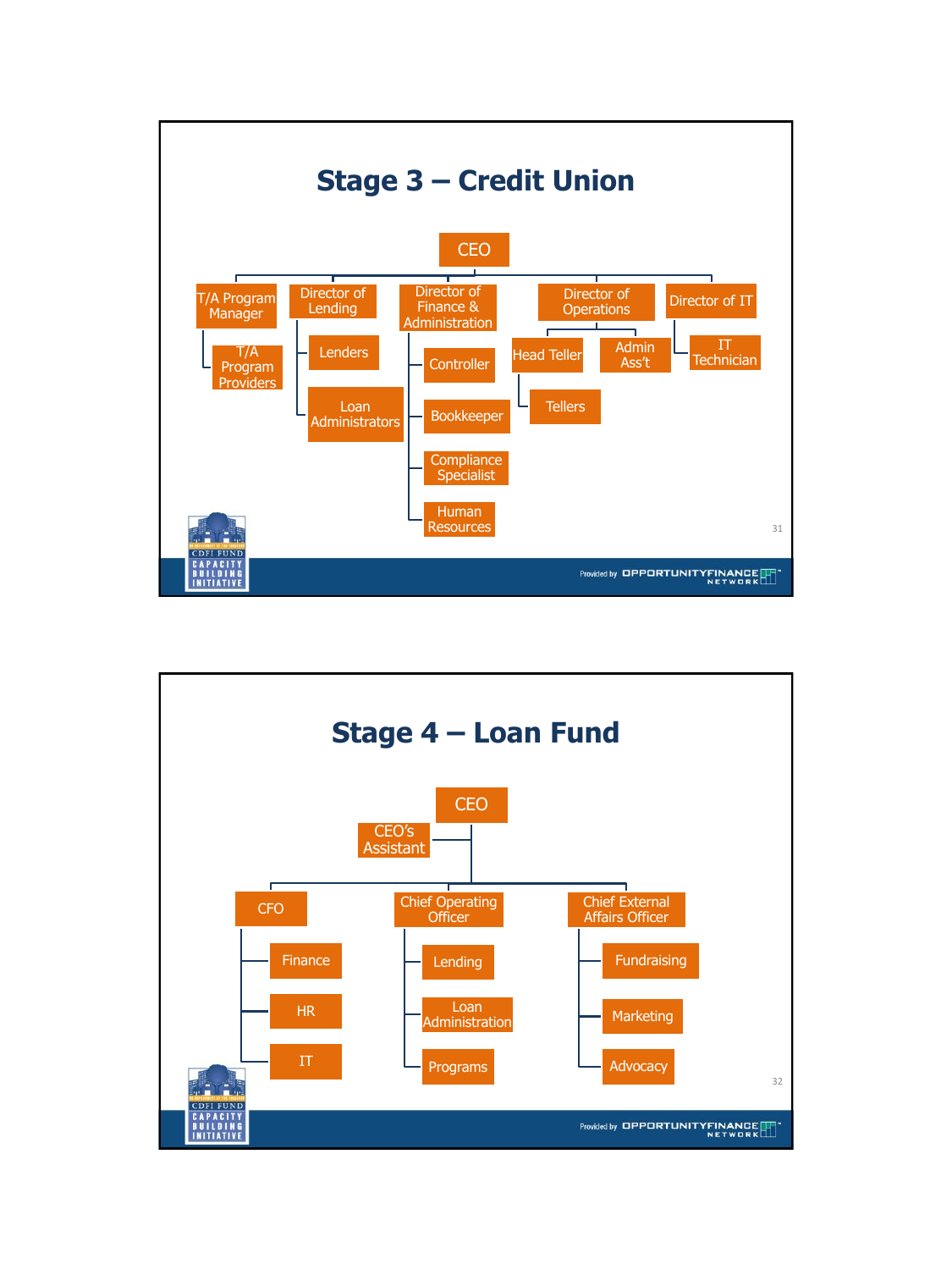# Stage 3 – Credit Union

- CEO
  - T/A Program Manager
    - T/A Program Providers
  - Director of Lending
    - Lenders
    - Loan Administrators
  - Director of Finance & Administration
    - Controller
    - Bookkeeper
    - Compliance Specialist
    - Human Resources
  - Director of Operations
    - Head Teller
      - Tellers
    - Admin Ass't
  - Director of IT
    - IT Technician

# Stage 4 – Loan Fund

- CEO
  - CEO's Assistant
  - CFO
    - Finance
    - HR
    - IT
  - Chief Operating Officer
    - Lending
    - Loan Administration
    - Programs
  - Chief External Affairs Officer
    - Fundraising
    - Marketing
    - Advocacy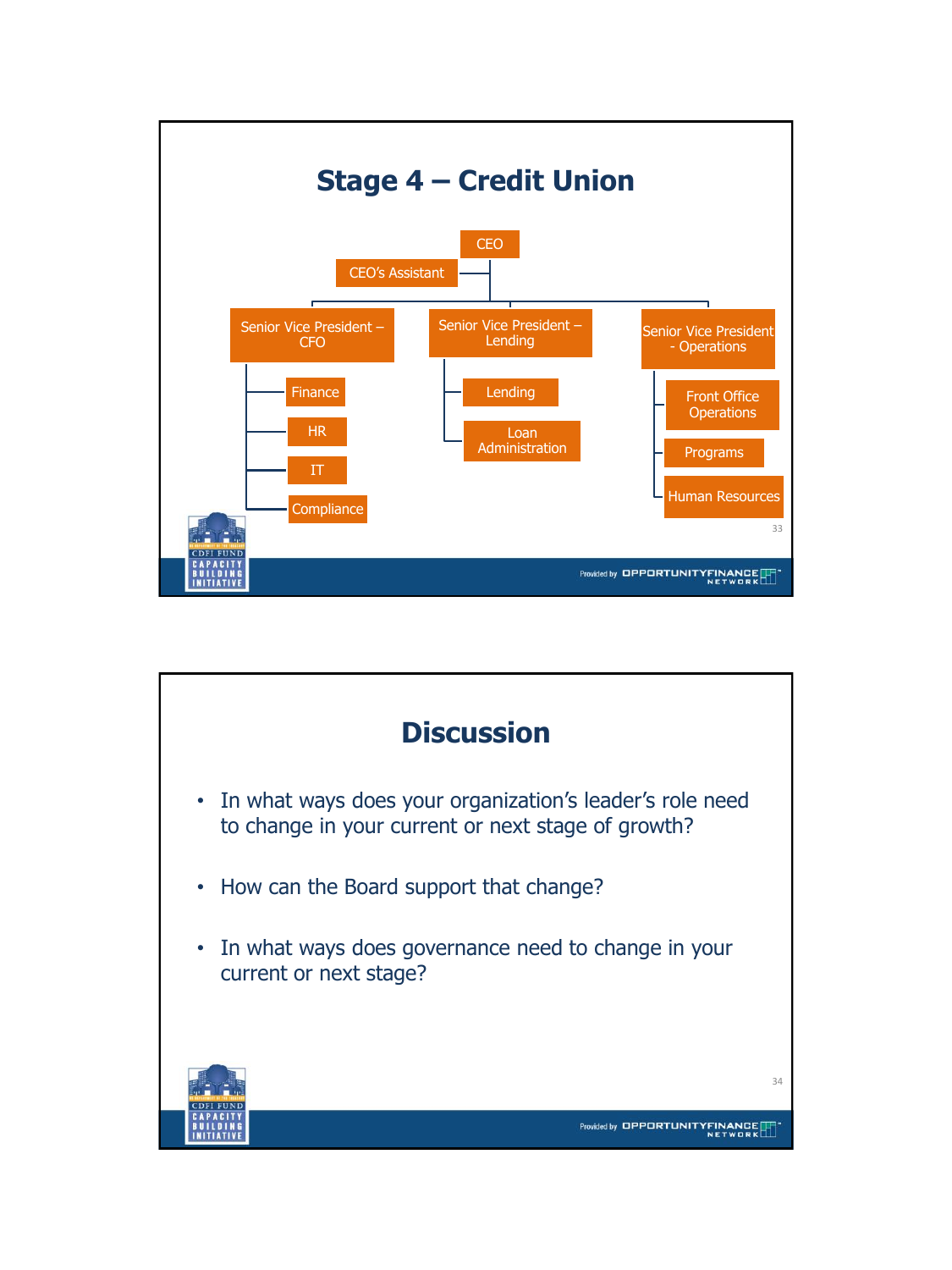## Stage 4 – Credit Union

- CEO
  - CEO's Assistant
  - Senior Vice President – CFO
    - Finance
    - HR
    - IT
    - Compliance
  - Senior Vice President – Lending
    - Lending
    - Loan Administration
  - Senior Vice President - Operations
    - Front Office Operations
    - Programs
    - Human Resources

## Discussion

- In what ways does your organization's leader's role need to change in your current or next stage of growth?
- How can the Board support that change?
- In what ways does governance need to change in your current or next stage?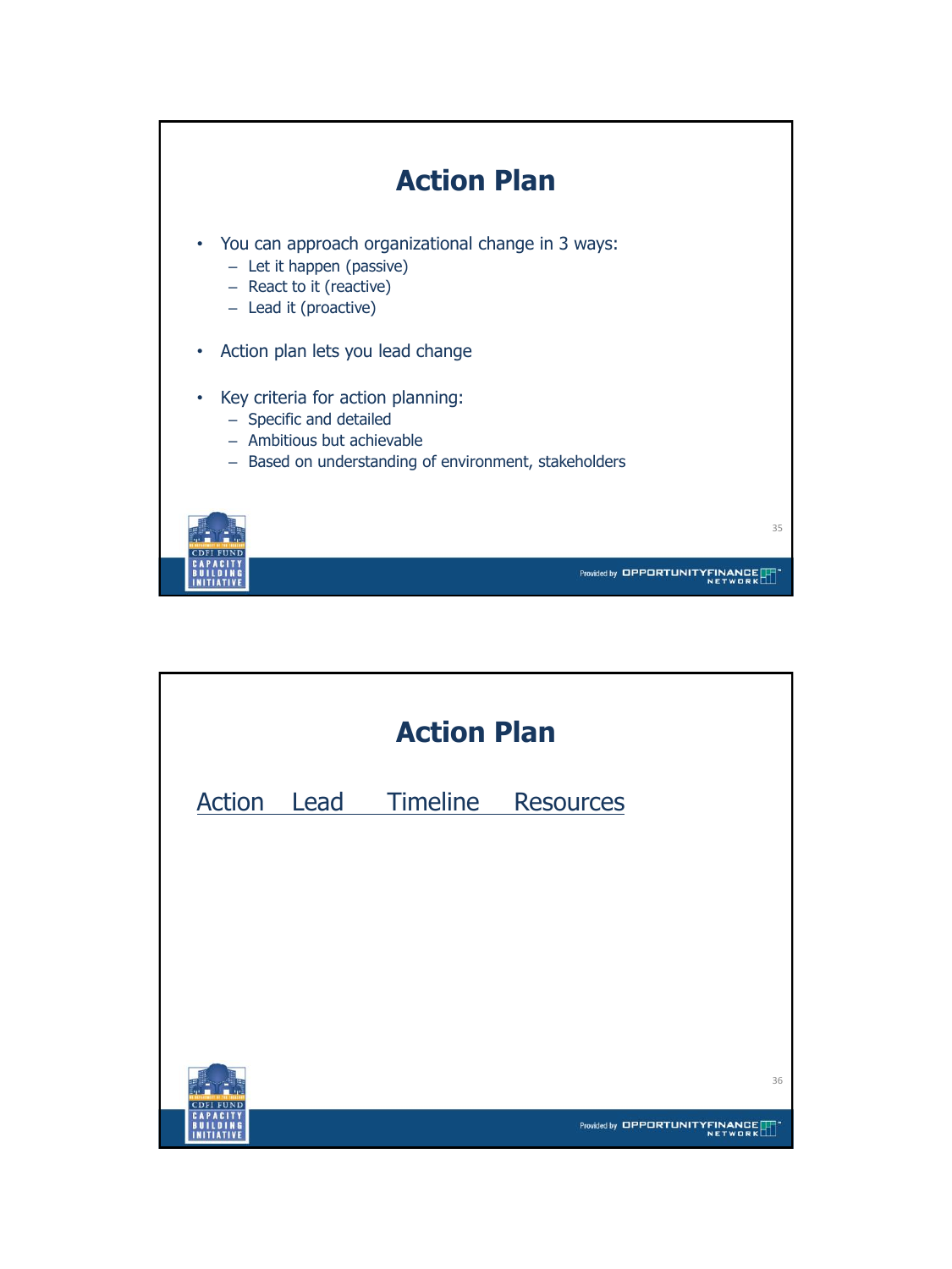# Action Plan

- You can approach organizational change in 3 ways:
  - Let it happen (passive)
  - React to it (reactive)
  - Lead it (proactive)

- Action plan lets you lead change

- Key criteria for action planning:
  - Specific and detailed
  - Ambitious but achievable
  - Based on understanding of environment, stakeholders

# Action Plan

| Action | Lead | Timeline | Resources |
| --- | --- | --- | --- |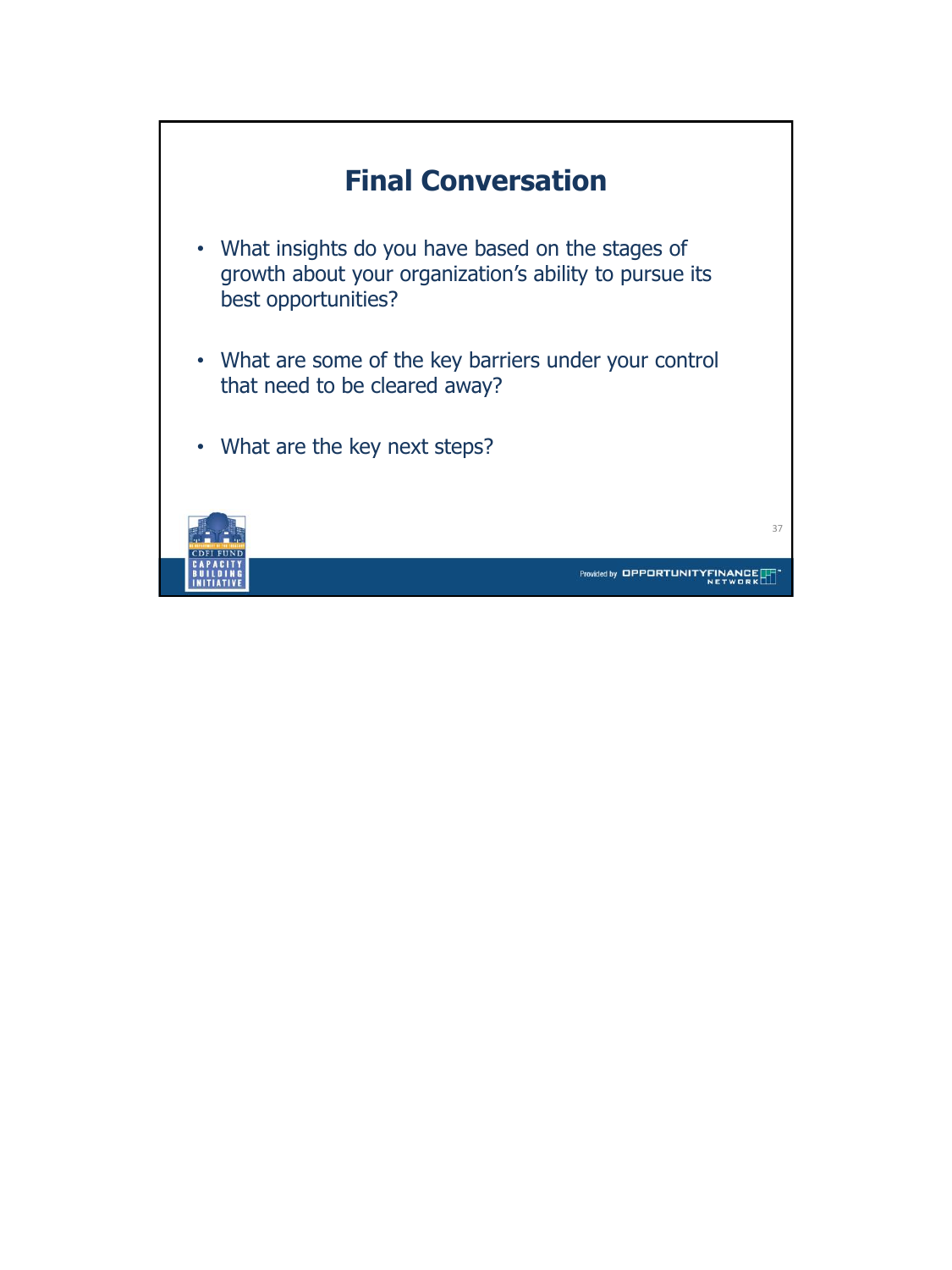# Final Conversation

- What insights do you have based on the stages of growth about your organization's ability to pursue its best opportunities?
- What are some of the key barriers under your control that need to be cleared away?
- What are the key next steps?